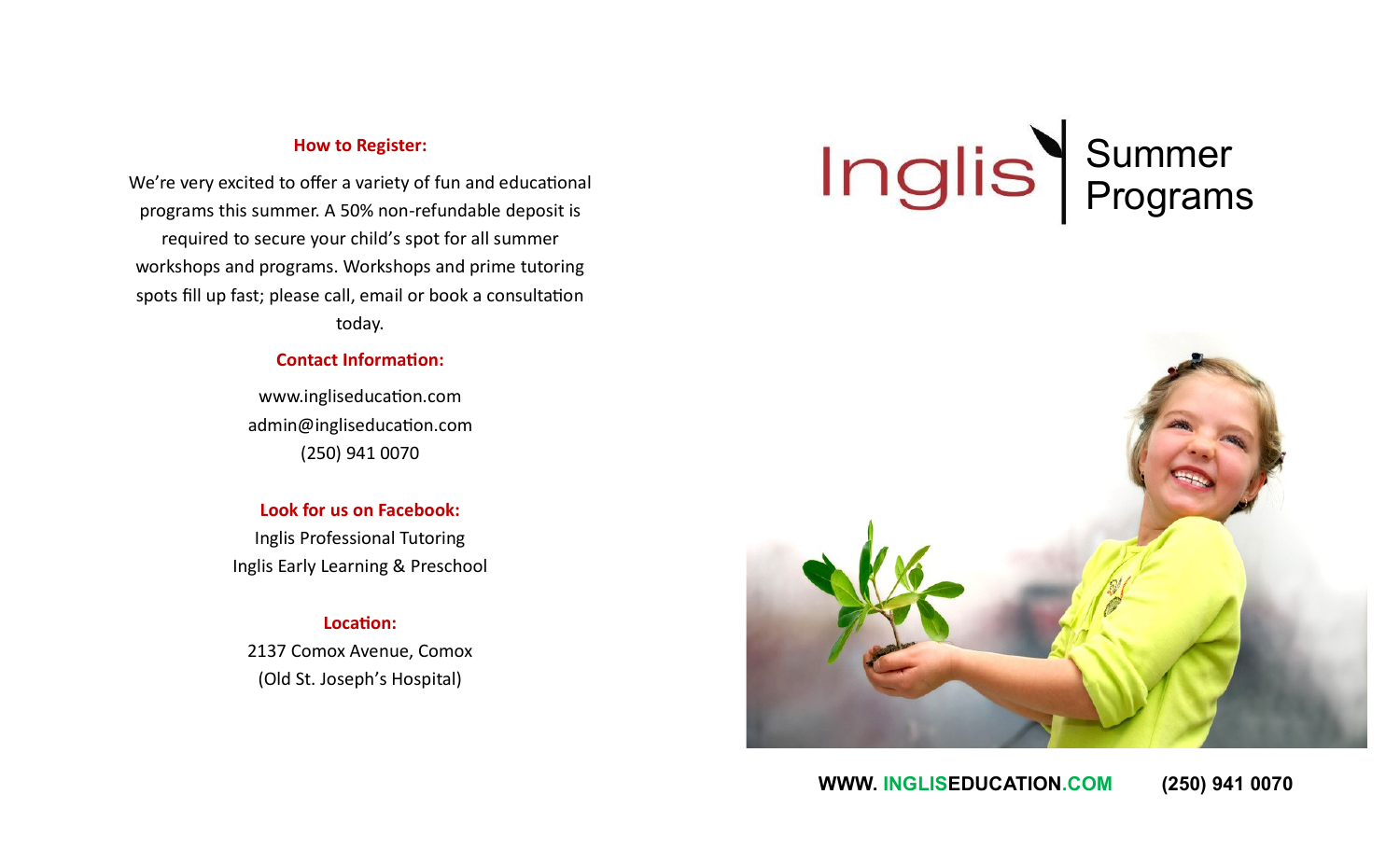**How to Register:**

We're very excited to offer a variety of fun and educational programs this summer. A 50% non-refundable deposit is required to secure your child's spot for all summer workshops and programs. Workshops and prime tutoring spots fill up fast; please call, email or book a consultation today.

**Contact Information:**

www.ingliseducation.com
admin@ingliseducation.com
(250) 941 0070

**Look for us on Facebook:**

Inglis Professional Tutoring
Inglis Early Learning & Preschool

**Location:**

2137 Comox Avenue, Comox
(Old St. Joseph's Hospital)

# Inglis Summer Programs

**WWW. INGLISEDUCATION.COM (250) 941 0070**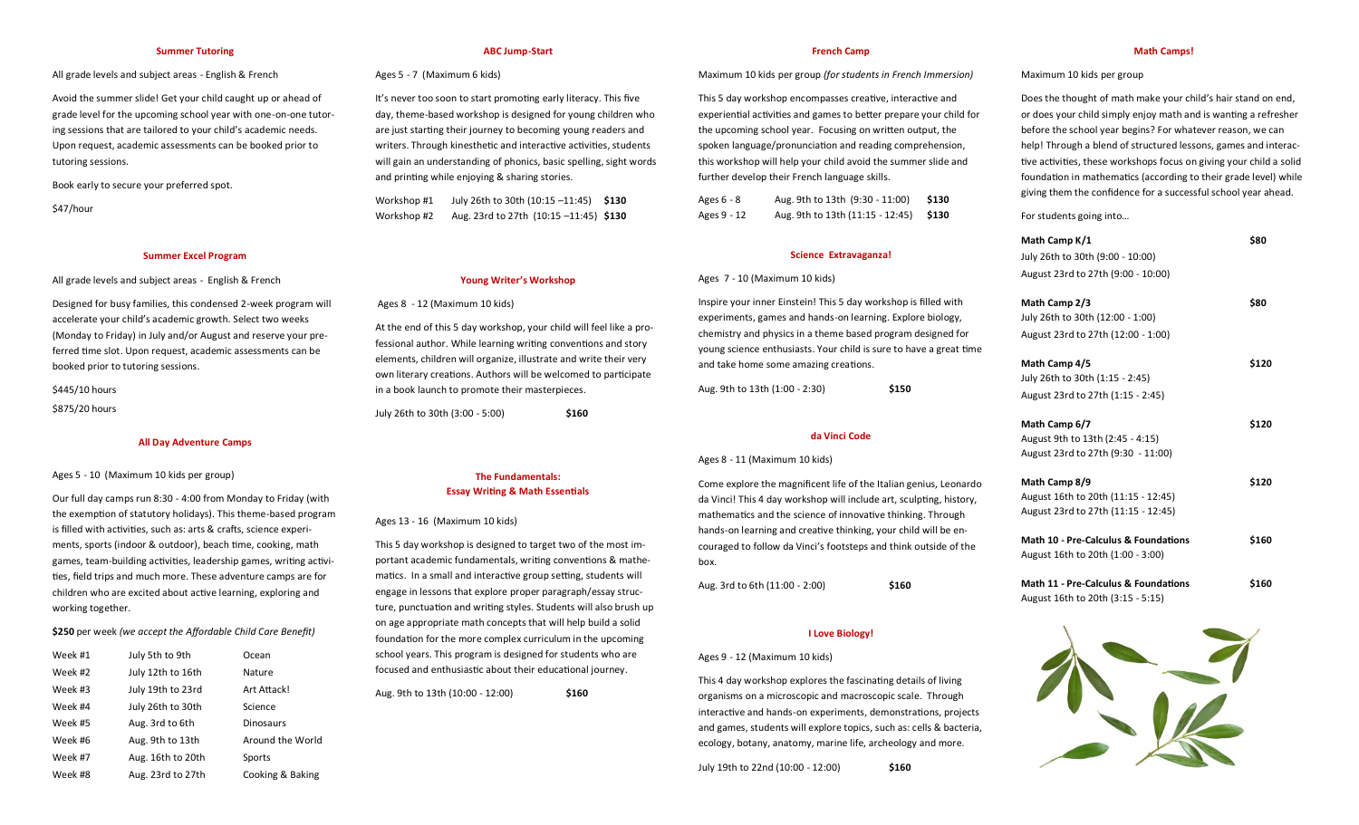## Summer Tutoring

All grade levels and subject areas - English & French

Avoid the summer slide! Get your child caught up or ahead of grade level for the upcoming school year with one-on-one tutoring sessions that are tailored to your child's academic needs. Upon request, academic assessments can be booked prior to tutoring sessions.

Book early to secure your preferred spot.

$47/hour

## Summer Excel Program

All grade levels and subject areas - English & French

Designed for busy families, this condensed 2-week program will accelerate your child's academic growth. Select two weeks (Monday to Friday) in July and/or August and reserve your preferred time slot. Upon request, academic assessments can be booked prior to tutoring sessions.

$445/10 hours

$875/20 hours

## All Day Adventure Camps

Ages 5 - 10 (Maximum 10 kids per group)

Our full day camps run 8:30 - 4:00 from Monday to Friday (with the exemption of statutory holidays). This theme-based program is filled with activities, such as: arts & crafts, science experiments, sports (indoor & outdoor), beach time, cooking, math games, team-building activities, leadership games, writing activities, field trips and much more. These adventure camps are for children who are excited about active learning, exploring and working together.

**$250** per week *(we accept the Affordable Child Care Benefit)*

| | | |
|---|---|---|
| Week #1 | July 5th to 9th | Ocean |
| Week #2 | July 12th to 16th | Nature |
| Week #3 | July 19th to 23rd | Art Attack! |
| Week #4 | July 26th to 30th | Science |
| Week #5 | Aug. 3rd to 6th | Dinosaurs |
| Week #6 | Aug. 9th to 13th | Around the World |
| Week #7 | Aug. 16th to 20th | Sports |
| Week #8 | Aug. 23rd to 27th | Cooking & Baking |

## ABC Jump-Start

Ages 5 - 7 (Maximum 6 kids)

It's never too soon to start promoting early literacy. This five day, theme-based workshop is designed for young children who are just starting their journey to becoming young readers and writers. Through kinesthetic and interactive activities, students will gain an understanding of phonics, basic spelling, sight words and printing while enjoying & sharing stories.

| | | |
|---|---|---|
| Workshop #1 | July 26th to 30th (10:15 –11:45) | **$130** |
| Workshop #2 | Aug. 23rd to 27th (10:15 –11:45) | **$130** |

## Young Writer's Workshop

Ages 8 - 12 (Maximum 10 kids)

At the end of this 5 day workshop, your child will feel like a professional author. While learning writing conventions and story elements, children will organize, illustrate and write their very own literary creations. Authors will be welcomed to participate in a book launch to promote their masterpieces.

July 26th to 30th (3:00 - 5:00) **$160**

## The Fundamentals: Essay Writing & Math Essentials

Ages 13 - 16 (Maximum 10 kids)

This 5 day workshop is designed to target two of the most important academic fundamentals, writing conventions & mathematics. In a small and interactive group setting, students will engage in lessons that explore proper paragraph/essay structure, punctuation and writing styles. Students will also brush up on age appropriate math concepts that will help build a solid foundation for the more complex curriculum in the upcoming school years. This program is designed for students who are focused and enthusiastic about their educational journey.

Aug. 9th to 13th (10:00 - 12:00) **$160**

## French Camp

Maximum 10 kids per group *(for students in French Immersion)*

This 5 day workshop encompasses creative, interactive and experiential activities and games to better prepare your child for the upcoming school year. Focusing on written output, the spoken language/pronunciation and reading comprehension, this workshop will help your child avoid the summer slide and further develop their French language skills.

| | | |
|---|---|---|
| Ages 6 - 8 | Aug. 9th to 13th (9:30 - 11:00) | **$130** |
| Ages 9 - 12 | Aug. 9th to 13th (11:15 - 12:45) | **$130** |

## Science Extravaganza!

Ages 7 - 10 (Maximum 10 kids)

Inspire your inner Einstein! This 5 day workshop is filled with experiments, games and hands-on learning. Explore biology, chemistry and physics in a theme based program designed for young science enthusiasts. Your child is sure to have a great time and take home some amazing creations.

Aug. 9th to 13th (1:00 - 2:30) **$150**

## da Vinci Code

Ages 8 - 11 (Maximum 10 kids)

Come explore the magnificent life of the Italian genius, Leonardo da Vinci! This 4 day workshop will include art, sculpting, history, mathematics and the science of innovative thinking. Through hands-on learning and creative thinking, your child will be encouraged to follow da Vinci's footsteps and think outside of the box.

Aug. 3rd to 6th (11:00 - 2:00) **$160**

## I Love Biology!

Ages 9 - 12 (Maximum 10 kids)

This 4 day workshop explores the fascinating details of living organisms on a microscopic and macroscopic scale. Through interactive and hands-on experiments, demonstrations, projects and games, students will explore topics, such as: cells & bacteria, ecology, botany, anatomy, marine life, archeology and more.

July 19th to 22nd (10:00 - 12:00) **$160**

## Math Camps!

Maximum 10 kids per group

Does the thought of math make your child's hair stand on end, or does your child simply enjoy math and is wanting a refresher before the school year begins? For whatever reason, we can help! Through a blend of structured lessons, games and interactive activities, these workshops focus on giving your child a solid foundation in mathematics (according to their grade level) while giving them the confidence for a successful school year ahead.

For students going into…

**Math Camp K/1** **$80**
July 26th to 30th (9:00 - 10:00)
August 23rd to 27th (9:00 - 10:00)

**Math Camp 2/3** **$80**
July 26th to 30th (12:00 - 1:00)
August 23rd to 27th (12:00 - 1:00)

**Math Camp 4/5** **$120**
July 26th to 30th (1:15 - 2:45)
August 23rd to 27th (1:15 - 2:45)

**Math Camp 6/7** **$120**
August 9th to 13th (2:45 - 4:15)
August 23rd to 27th (9:30 - 11:00)

**Math Camp 8/9** **$120**
August 16th to 20th (11:15 - 12:45)
August 23rd to 27th (11:15 - 12:45)

**Math 10 - Pre-Calculus & Foundations** **$160**
August 16th to 20th (1:00 - 3:00)

**Math 11 - Pre-Calculus & Foundations** **$160**
August 16th to 20th (3:15 - 5:15)